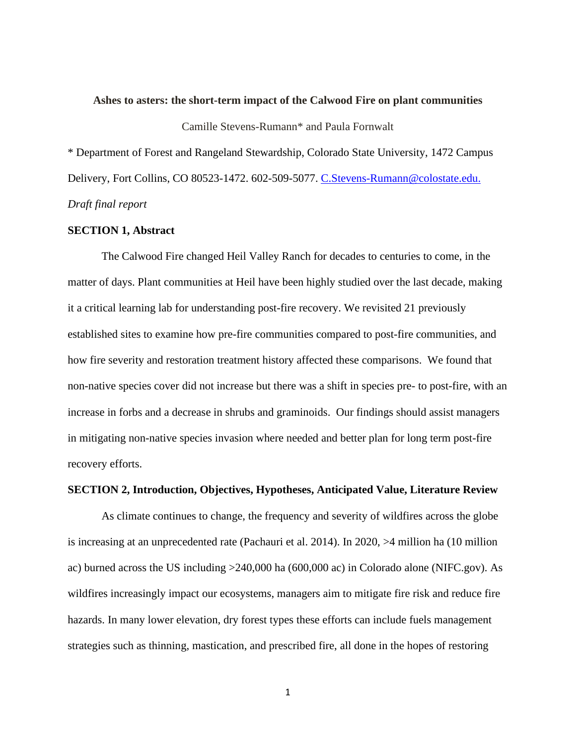**Ashes to asters: the short-term impact of the Calwood Fire on plant communities**

Camille Stevens-Rumann* and Paula Fornwalt

* Department of Forest and Rangeland Stewardship, Colorado State University, 1472 Campus Delivery, Fort Collins, CO 80523-1472. 602-509-5077. [C.Stevens-Rumann@colostate.edu.](mailto:C.Stevens-Rumann@colostate.edu)

*Draft final report*

## SECTION 1, Abstract

The Calwood Fire changed Heil Valley Ranch for decades to centuries to come, in the matter of days. Plant communities at Heil have been highly studied over the last decade, making it a critical learning lab for understanding post-fire recovery. We revisited 21 previously established sites to examine how pre-fire communities compared to post-fire communities, and how fire severity and restoration treatment history affected these comparisons. We found that non-native species cover did not increase but there was a shift in species pre- to post-fire, with an increase in forbs and a decrease in shrubs and graminoids. Our findings should assist managers in mitigating non-native species invasion where needed and better plan for long term post-fire recovery efforts.

## SECTION 2, Introduction, Objectives, Hypotheses, Anticipated Value, Literature Review

As climate continues to change, the frequency and severity of wildfires across the globe is increasing at an unprecedented rate (Pachauri et al. 2014). In 2020, >4 million ha (10 million ac) burned across the US including >240,000 ha (600,000 ac) in Colorado alone (NIFC.gov). As wildfires increasingly impact our ecosystems, managers aim to mitigate fire risk and reduce fire hazards. In many lower elevation, dry forest types these efforts can include fuels management strategies such as thinning, mastication, and prescribed fire, all done in the hopes of restoring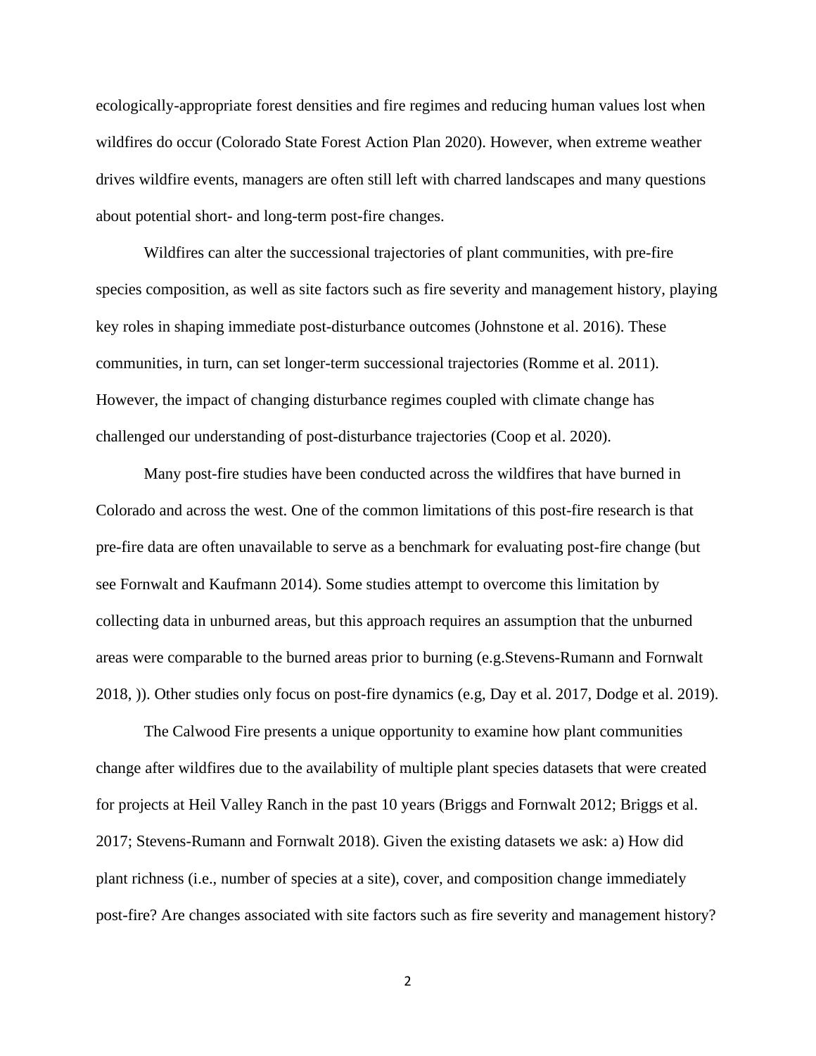ecologically-appropriate forest densities and fire regimes and reducing human values lost when wildfires do occur (Colorado State Forest Action Plan 2020). However, when extreme weather drives wildfire events, managers are often still left with charred landscapes and many questions about potential short- and long-term post-fire changes.

Wildfires can alter the successional trajectories of plant communities, with pre-fire species composition, as well as site factors such as fire severity and management history, playing key roles in shaping immediate post-disturbance outcomes (Johnstone et al. 2016). These communities, in turn, can set longer-term successional trajectories (Romme et al. 2011). However, the impact of changing disturbance regimes coupled with climate change has challenged our understanding of post-disturbance trajectories (Coop et al. 2020).

Many post-fire studies have been conducted across the wildfires that have burned in Colorado and across the west. One of the common limitations of this post-fire research is that pre-fire data are often unavailable to serve as a benchmark for evaluating post-fire change (but see Fornwalt and Kaufmann 2014). Some studies attempt to overcome this limitation by collecting data in unburned areas, but this approach requires an assumption that the unburned areas were comparable to the burned areas prior to burning (e.g.Stevens-Rumann and Fornwalt 2018, )). Other studies only focus on post-fire dynamics (e.g, Day et al. 2017, Dodge et al. 2019).

The Calwood Fire presents a unique opportunity to examine how plant communities change after wildfires due to the availability of multiple plant species datasets that were created for projects at Heil Valley Ranch in the past 10 years (Briggs and Fornwalt 2012; Briggs et al. 2017; Stevens-Rumann and Fornwalt 2018). Given the existing datasets we ask: a) How did plant richness (i.e., number of species at a site), cover, and composition change immediately post-fire? Are changes associated with site factors such as fire severity and management history?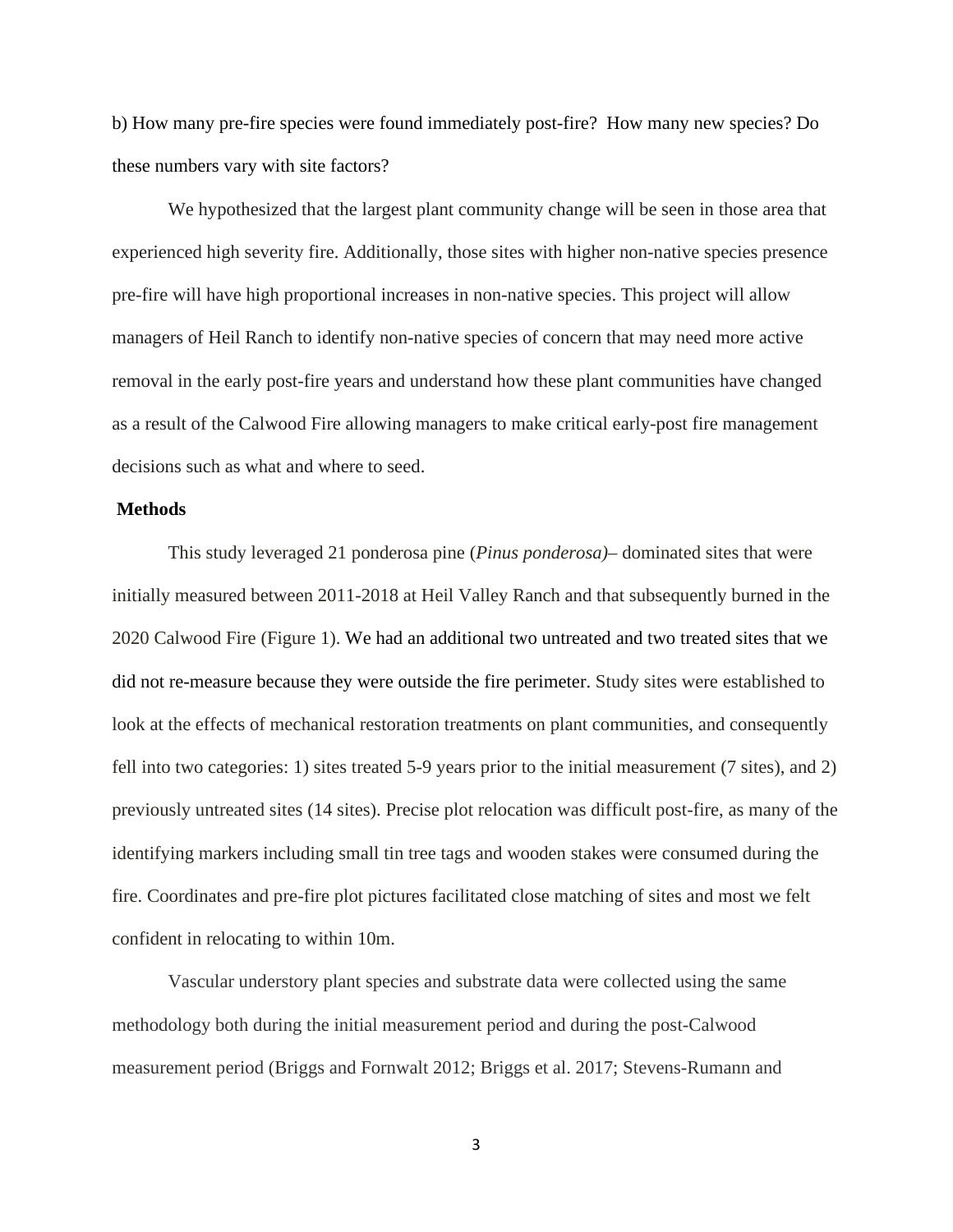b) How many pre-fire species were found immediately post-fire? How many new species? Do these numbers vary with site factors?

We hypothesized that the largest plant community change will be seen in those area that experienced high severity fire. Additionally, those sites with higher non-native species presence pre-fire will have high proportional increases in non-native species. This project will allow managers of Heil Ranch to identify non-native species of concern that may need more active removal in the early post-fire years and understand how these plant communities have changed as a result of the Calwood Fire allowing managers to make critical early-post fire management decisions such as what and where to seed.

## Methods

This study leveraged 21 ponderosa pine (*Pinus ponderosa)*– dominated sites that were initially measured between 2011-2018 at Heil Valley Ranch and that subsequently burned in the 2020 Calwood Fire (Figure 1). We had an additional two untreated and two treated sites that we did not re-measure because they were outside the fire perimeter. Study sites were established to look at the effects of mechanical restoration treatments on plant communities, and consequently fell into two categories: 1) sites treated 5-9 years prior to the initial measurement (7 sites), and 2) previously untreated sites (14 sites). Precise plot relocation was difficult post-fire, as many of the identifying markers including small tin tree tags and wooden stakes were consumed during the fire. Coordinates and pre-fire plot pictures facilitated close matching of sites and most we felt confident in relocating to within 10m.

Vascular understory plant species and substrate data were collected using the same methodology both during the initial measurement period and during the post-Calwood measurement period (Briggs and Fornwalt 2012; Briggs et al. 2017; Stevens-Rumann and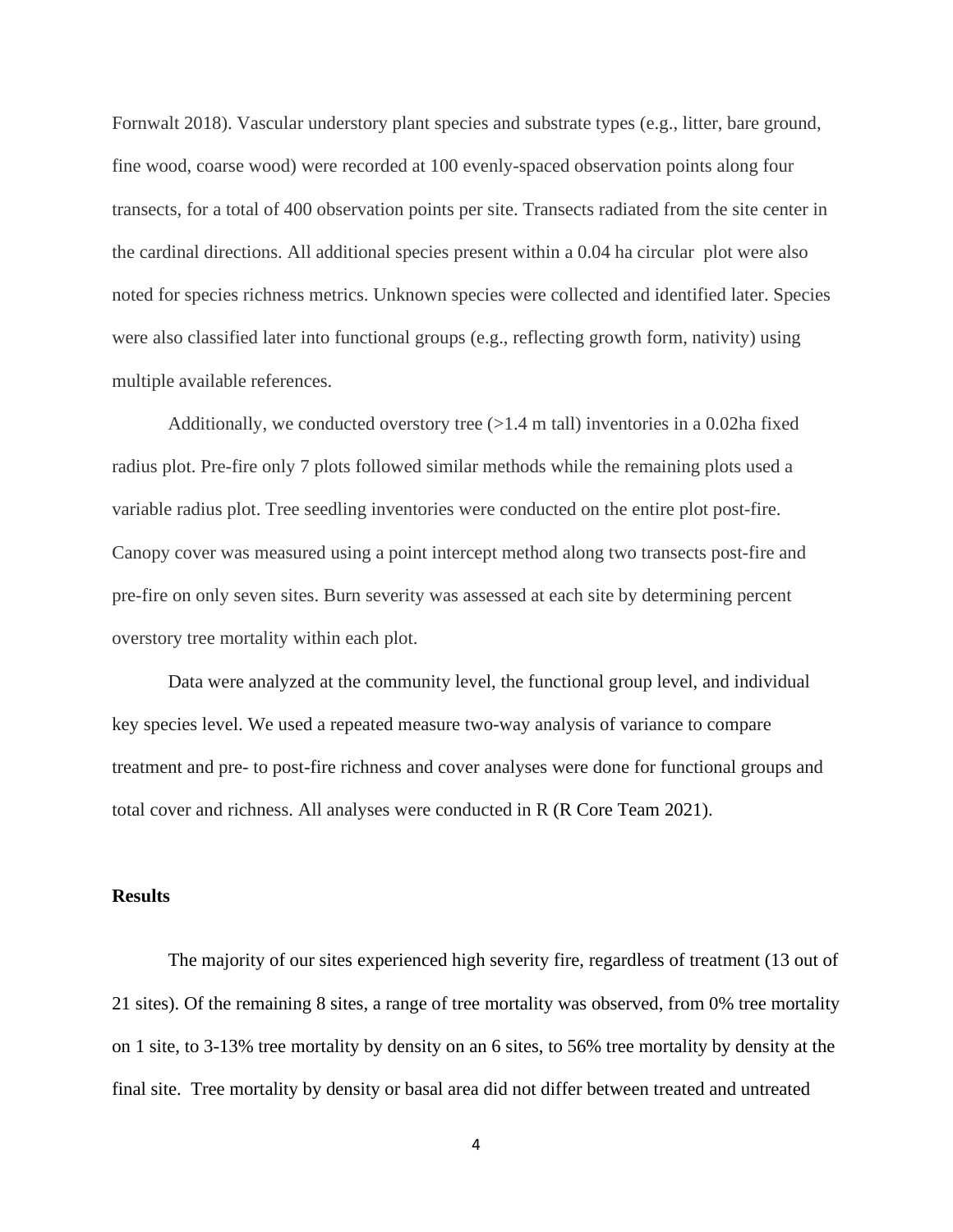Fornwalt 2018). Vascular understory plant species and substrate types (e.g., litter, bare ground, fine wood, coarse wood) were recorded at 100 evenly-spaced observation points along four transects, for a total of 400 observation points per site. Transects radiated from the site center in the cardinal directions. All additional species present within a 0.04 ha circular plot were also noted for species richness metrics. Unknown species were collected and identified later. Species were also classified later into functional groups (e.g., reflecting growth form, nativity) using multiple available references.

Additionally, we conducted overstory tree (>1.4 m tall) inventories in a 0.02ha fixed radius plot. Pre-fire only 7 plots followed similar methods while the remaining plots used a variable radius plot. Tree seedling inventories were conducted on the entire plot post-fire. Canopy cover was measured using a point intercept method along two transects post-fire and pre-fire on only seven sites. Burn severity was assessed at each site by determining percent overstory tree mortality within each plot.

Data were analyzed at the community level, the functional group level, and individual key species level. We used a repeated measure two-way analysis of variance to compare treatment and pre- to post-fire richness and cover analyses were done for functional groups and total cover and richness. All analyses were conducted in R (R Core Team 2021).

**Results**

The majority of our sites experienced high severity fire, regardless of treatment (13 out of 21 sites). Of the remaining 8 sites, a range of tree mortality was observed, from 0% tree mortality on 1 site, to 3-13% tree mortality by density on an 6 sites, to 56% tree mortality by density at the final site. Tree mortality by density or basal area did not differ between treated and untreated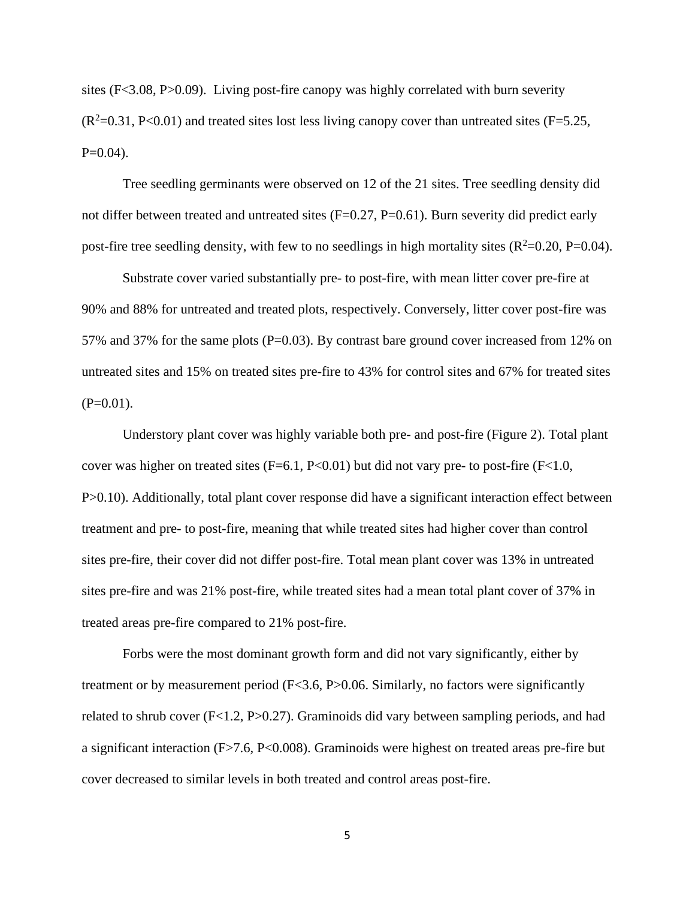sites ($F<3.08$, $P>0.09$). Living post-fire canopy was highly correlated with burn severity ($R^2=0.31$, $P<0.01$) and treated sites lost less living canopy cover than untreated sites ($F=5.25$, $P=0.04$).

Tree seedling germinants were observed on 12 of the 21 sites. Tree seedling density did not differ between treated and untreated sites ($F=0.27$, $P=0.61$). Burn severity did predict early post-fire tree seedling density, with few to no seedlings in high mortality sites ($R^2=0.20$, $P=0.04$).

Substrate cover varied substantially pre- to post-fire, with mean litter cover pre-fire at 90% and 88% for untreated and treated plots, respectively. Conversely, litter cover post-fire was 57% and 37% for the same plots ($P=0.03$). By contrast bare ground cover increased from 12% on untreated sites and 15% on treated sites pre-fire to 43% for control sites and 67% for treated sites ($P=0.01$).

Understory plant cover was highly variable both pre- and post-fire (Figure 2). Total plant cover was higher on treated sites ($F=6.1$, $P<0.01$) but did not vary pre- to post-fire ($F<1.0$, $P>0.10$). Additionally, total plant cover response did have a significant interaction effect between treatment and pre- to post-fire, meaning that while treated sites had higher cover than control sites pre-fire, their cover did not differ post-fire. Total mean plant cover was 13% in untreated sites pre-fire and was 21% post-fire, while treated sites had a mean total plant cover of 37% in treated areas pre-fire compared to 21% post-fire.

Forbs were the most dominant growth form and did not vary significantly, either by treatment or by measurement period ($F<3.6$, $P>0.06$. Similarly, no factors were significantly related to shrub cover ($F<1.2$, $P>0.27$). Graminoids did vary between sampling periods, and had a significant interaction ($F>7.6$, $P<0.008$). Graminoids were highest on treated areas pre-fire but cover decreased to similar levels in both treated and control areas post-fire.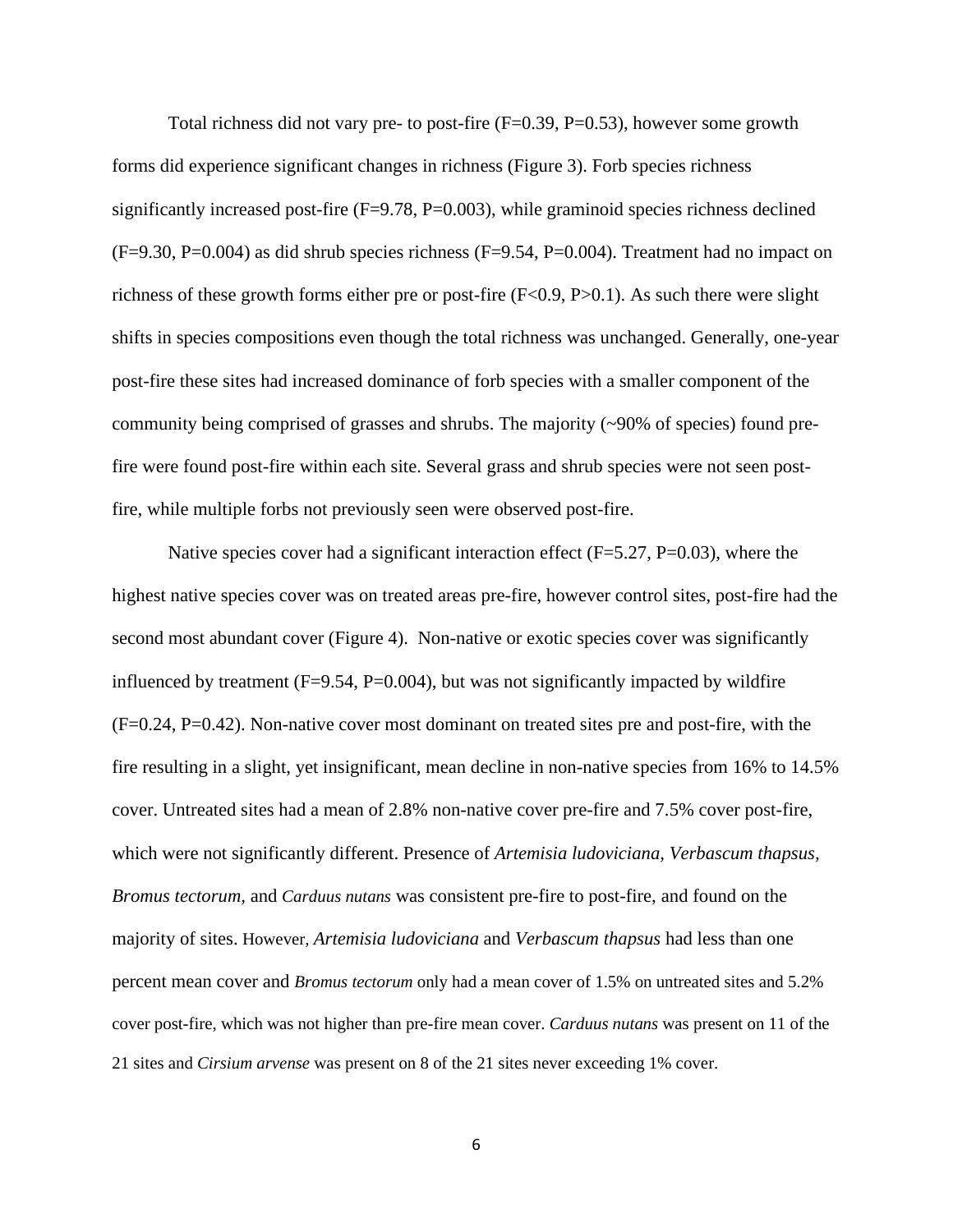Total richness did not vary pre- to post-fire ($F=0.39$, $P=0.53$), however some growth forms did experience significant changes in richness (Figure 3). Forb species richness significantly increased post-fire ($F=9.78$, $P=0.003$), while graminoid species richness declined ($F=9.30$, $P=0.004$) as did shrub species richness ($F=9.54$, $P=0.004$). Treatment had no impact on richness of these growth forms either pre or post-fire ($F<0.9$, $P>0.1$). As such there were slight shifts in species compositions even though the total richness was unchanged. Generally, one-year post-fire these sites had increased dominance of forb species with a smaller component of the community being comprised of grasses and shrubs. The majority (~90% of species) found pre-fire were found post-fire within each site. Several grass and shrub species were not seen post-fire, while multiple forbs not previously seen were observed post-fire.

Native species cover had a significant interaction effect ($F=5.27$, $P=0.03$), where the highest native species cover was on treated areas pre-fire, however control sites, post-fire had the second most abundant cover (Figure 4). Non-native or exotic species cover was significantly influenced by treatment ($F=9.54$, $P=0.004$), but was not significantly impacted by wildfire ($F=0.24$, $P=0.42$). Non-native cover most dominant on treated sites pre and post-fire, with the fire resulting in a slight, yet insignificant, mean decline in non-native species from 16% to 14.5% cover. Untreated sites had a mean of 2.8% non-native cover pre-fire and 7.5% cover post-fire, which were not significantly different. Presence of *Artemisia ludoviciana*, *Verbascum thapsus*, *Bromus tectorum,* and *Carduus nutans* was consistent pre-fire to post-fire, and found on the majority of sites. However, *Artemisia ludoviciana* and *Verbascum thapsus* had less than one percent mean cover and *Bromus tectorum* only had a mean cover of 1.5% on untreated sites and 5.2% cover post-fire, which was not higher than pre-fire mean cover. *Carduus nutans* was present on 11 of the 21 sites and *Cirsium arvense* was present on 8 of the 21 sites never exceeding 1% cover.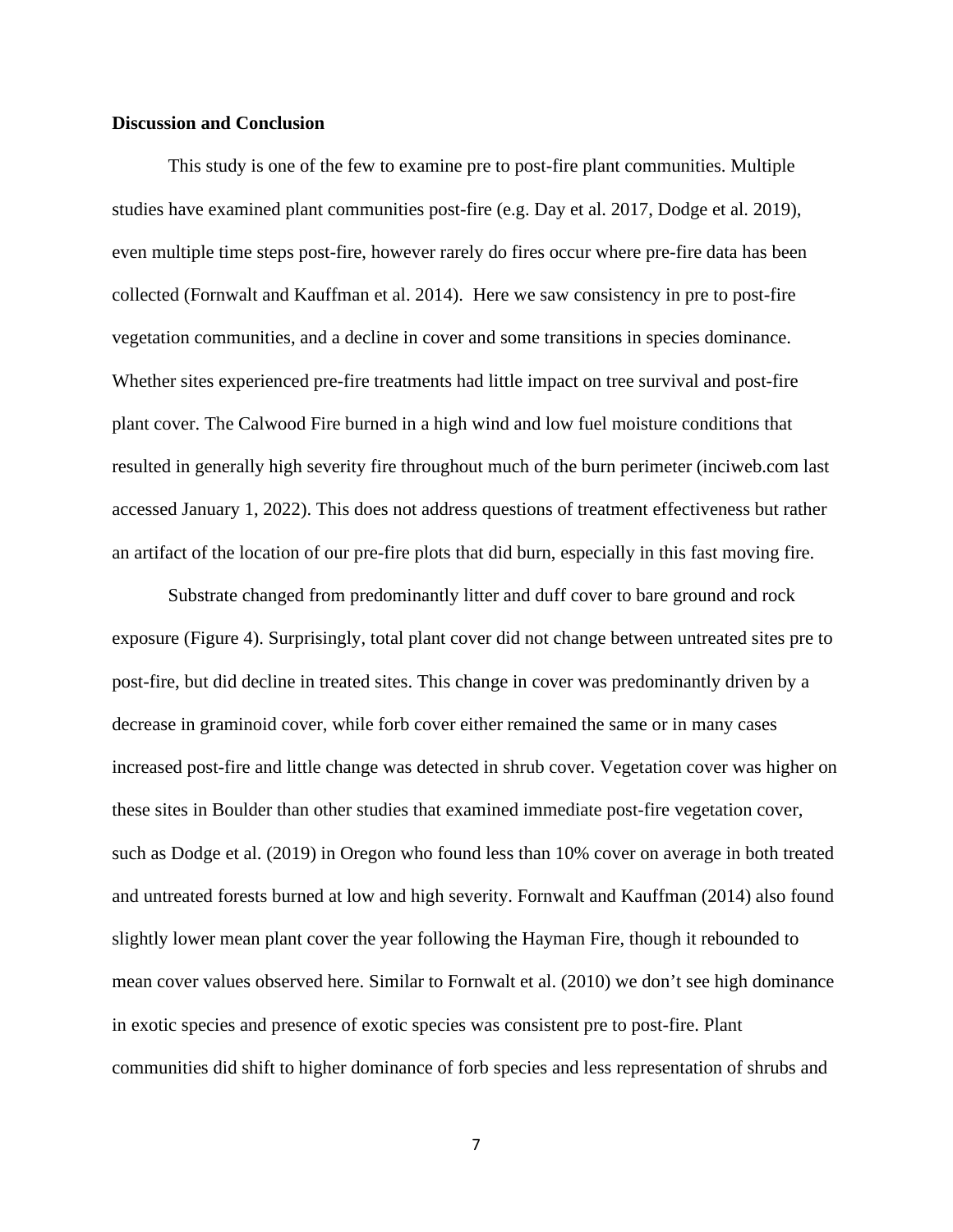**Discussion and Conclusion**

This study is one of the few to examine pre to post-fire plant communities. Multiple studies have examined plant communities post-fire (e.g. Day et al. 2017, Dodge et al. 2019), even multiple time steps post-fire, however rarely do fires occur where pre-fire data has been collected (Fornwalt and Kauffman et al. 2014). Here we saw consistency in pre to post-fire vegetation communities, and a decline in cover and some transitions in species dominance. Whether sites experienced pre-fire treatments had little impact on tree survival and post-fire plant cover. The Calwood Fire burned in a high wind and low fuel moisture conditions that resulted in generally high severity fire throughout much of the burn perimeter (inciweb.com last accessed January 1, 2022). This does not address questions of treatment effectiveness but rather an artifact of the location of our pre-fire plots that did burn, especially in this fast moving fire.

Substrate changed from predominantly litter and duff cover to bare ground and rock exposure (Figure 4). Surprisingly, total plant cover did not change between untreated sites pre to post-fire, but did decline in treated sites. This change in cover was predominantly driven by a decrease in graminoid cover, while forb cover either remained the same or in many cases increased post-fire and little change was detected in shrub cover. Vegetation cover was higher on these sites in Boulder than other studies that examined immediate post-fire vegetation cover, such as Dodge et al. (2019) in Oregon who found less than 10% cover on average in both treated and untreated forests burned at low and high severity. Fornwalt and Kauffman (2014) also found slightly lower mean plant cover the year following the Hayman Fire, though it rebounded to mean cover values observed here. Similar to Fornwalt et al. (2010) we don't see high dominance in exotic species and presence of exotic species was consistent pre to post-fire. Plant communities did shift to higher dominance of forb species and less representation of shrubs and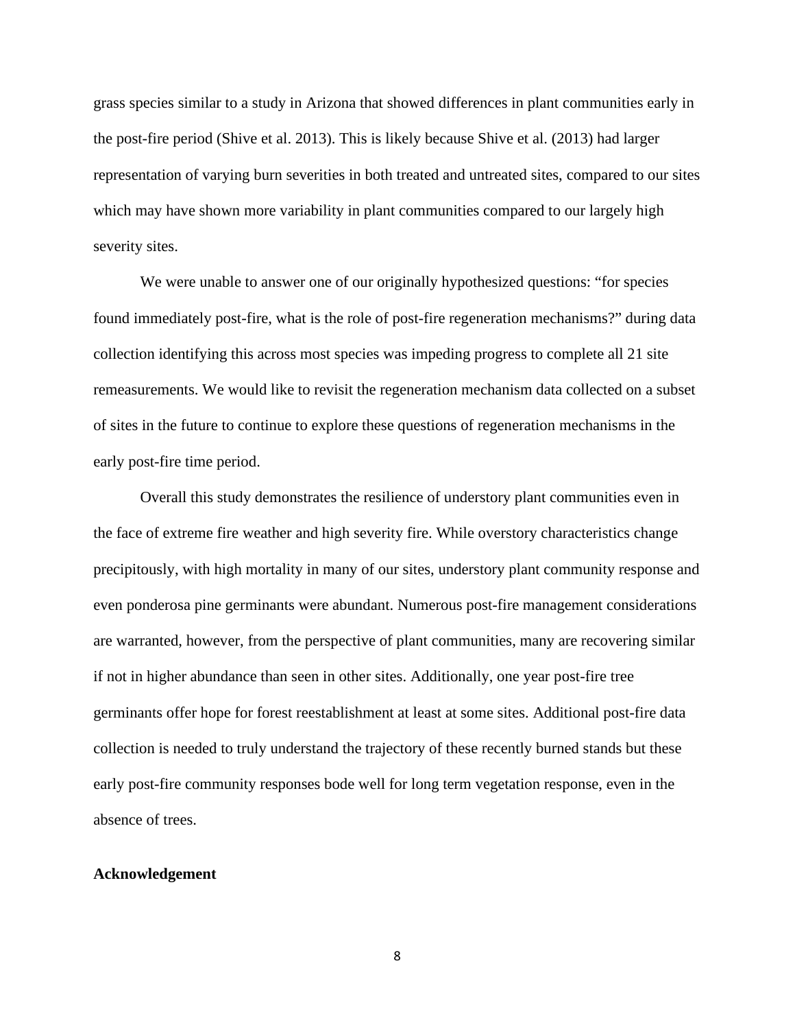grass species similar to a study in Arizona that showed differences in plant communities early in the post-fire period (Shive et al. 2013). This is likely because Shive et al. (2013) had larger representation of varying burn severities in both treated and untreated sites, compared to our sites which may have shown more variability in plant communities compared to our largely high severity sites.

We were unable to answer one of our originally hypothesized questions: "for species found immediately post-fire, what is the role of post-fire regeneration mechanisms?" during data collection identifying this across most species was impeding progress to complete all 21 site remeasurements. We would like to revisit the regeneration mechanism data collected on a subset of sites in the future to continue to explore these questions of regeneration mechanisms in the early post-fire time period.

Overall this study demonstrates the resilience of understory plant communities even in the face of extreme fire weather and high severity fire. While overstory characteristics change precipitously, with high mortality in many of our sites, understory plant community response and even ponderosa pine germinants were abundant. Numerous post-fire management considerations are warranted, however, from the perspective of plant communities, many are recovering similar if not in higher abundance than seen in other sites. Additionally, one year post-fire tree germinants offer hope for forest reestablishment at least at some sites. Additional post-fire data collection is needed to truly understand the trajectory of these recently burned stands but these early post-fire community responses bode well for long term vegetation response, even in the absence of trees.

**Acknowledgement**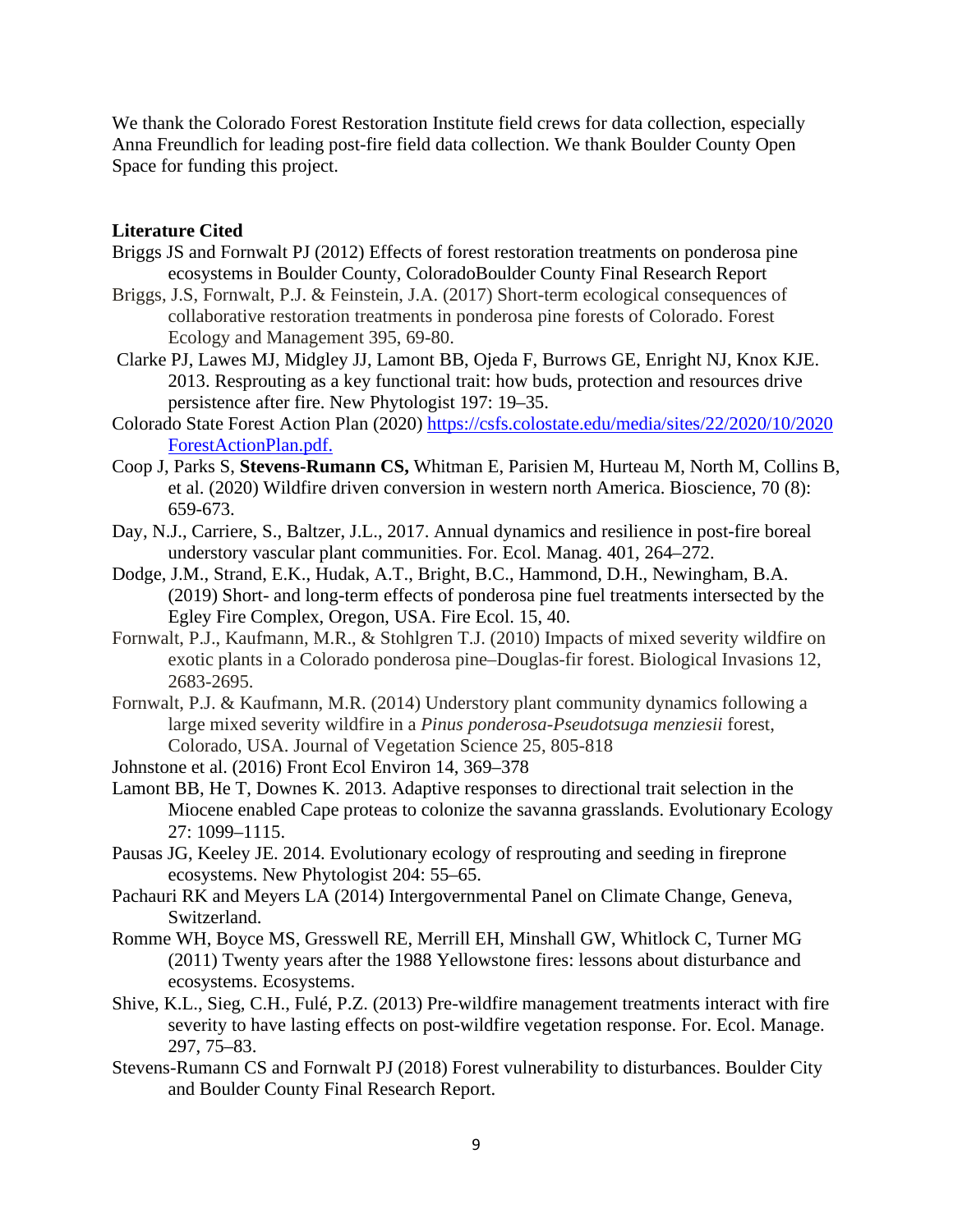We thank the Colorado Forest Restoration Institute field crews for data collection, especially Anna Freundlich for leading post-fire field data collection. We thank Boulder County Open Space for funding this project.

**Literature Cited**

Briggs JS and Fornwalt PJ (2012) Effects of forest restoration treatments on ponderosa pine ecosystems in Boulder County, ColoradoBoulder County Final Research Report

Briggs, J.S, Fornwalt, P.J. & Feinstein, J.A. (2017) Short-term ecological consequences of collaborative restoration treatments in ponderosa pine forests of Colorado. Forest Ecology and Management 395, 69-80.

Clarke PJ, Lawes MJ, Midgley JJ, Lamont BB, Ojeda F, Burrows GE, Enright NJ, Knox KJE. 2013. Resprouting as a key functional trait: how buds, protection and resources drive persistence after fire. New Phytologist 197: 19–35.

Colorado State Forest Action Plan (2020) [https://csfs.colostate.edu/media/sites/22/2020/10/2020ForestActionPlan.pdf.](https://csfs.colostate.edu/media/sites/22/2020/10/2020ForestActionPlan.pdf)

Coop J, Parks S, **Stevens-Rumann CS,** Whitman E, Parisien M, Hurteau M, North M, Collins B, et al. (2020) Wildfire driven conversion in western north America. Bioscience, 70 (8): 659-673.

Day, N.J., Carriere, S., Baltzer, J.L., 2017. Annual dynamics and resilience in post-fire boreal understory vascular plant communities. For. Ecol. Manag. 401, 264–272.

Dodge, J.M., Strand, E.K., Hudak, A.T., Bright, B.C., Hammond, D.H., Newingham, B.A. (2019) Short- and long-term effects of ponderosa pine fuel treatments intersected by the Egley Fire Complex, Oregon, USA. Fire Ecol. 15, 40.

Fornwalt, P.J., Kaufmann, M.R., & Stohlgren T.J. (2010) Impacts of mixed severity wildfire on exotic plants in a Colorado ponderosa pine–Douglas-fir forest. Biological Invasions 12, 2683-2695.

Fornwalt, P.J. & Kaufmann, M.R. (2014) Understory plant community dynamics following a large mixed severity wildfire in a *Pinus ponderosa-Pseudotsuga menziesii* forest, Colorado, USA. Journal of Vegetation Science 25, 805-818

Johnstone et al. (2016) Front Ecol Environ 14, 369–378

Lamont BB, He T, Downes K. 2013. Adaptive responses to directional trait selection in the Miocene enabled Cape proteas to colonize the savanna grasslands. Evolutionary Ecology 27: 1099–1115.

Pausas JG, Keeley JE. 2014. Evolutionary ecology of resprouting and seeding in fireprone ecosystems. New Phytologist 204: 55–65.

Pachauri RK and Meyers LA (2014) Intergovernmental Panel on Climate Change, Geneva, Switzerland.

Romme WH, Boyce MS, Gresswell RE, Merrill EH, Minshall GW, Whitlock C, Turner MG (2011) Twenty years after the 1988 Yellowstone fires: lessons about disturbance and ecosystems. Ecosystems.

Shive, K.L., Sieg, C.H., Fulé, P.Z. (2013) Pre-wildfire management treatments interact with fire severity to have lasting effects on post-wildfire vegetation response. For. Ecol. Manage. 297, 75–83.

Stevens-Rumann CS and Fornwalt PJ (2018) Forest vulnerability to disturbances. Boulder City and Boulder County Final Research Report.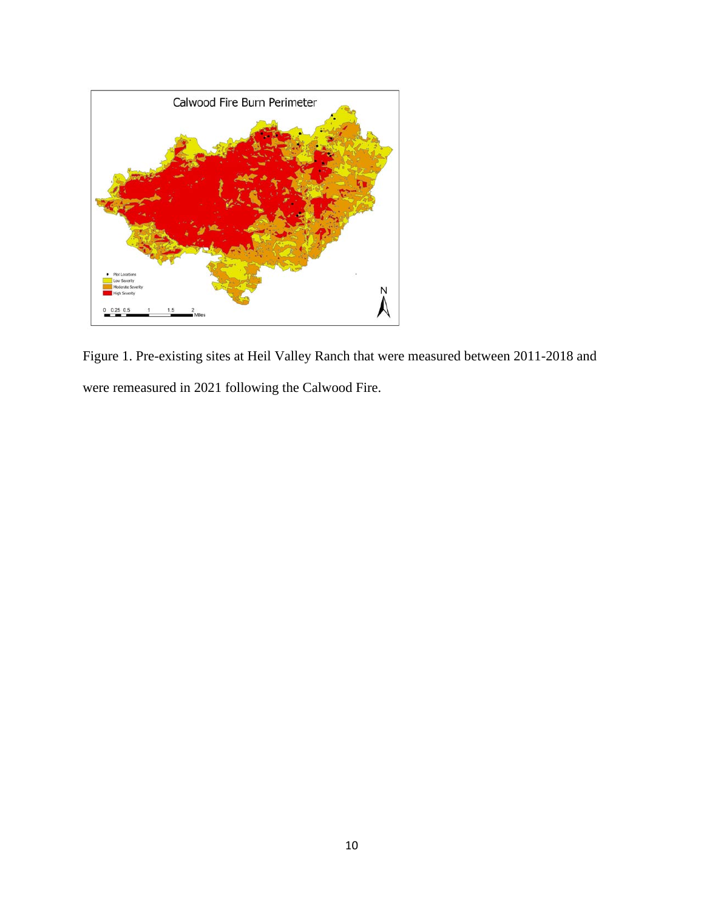Figure 1. Pre-existing sites at Heil Valley Ranch that were measured between 2011-2018 and were remeasured in 2021 following the Calwood Fire.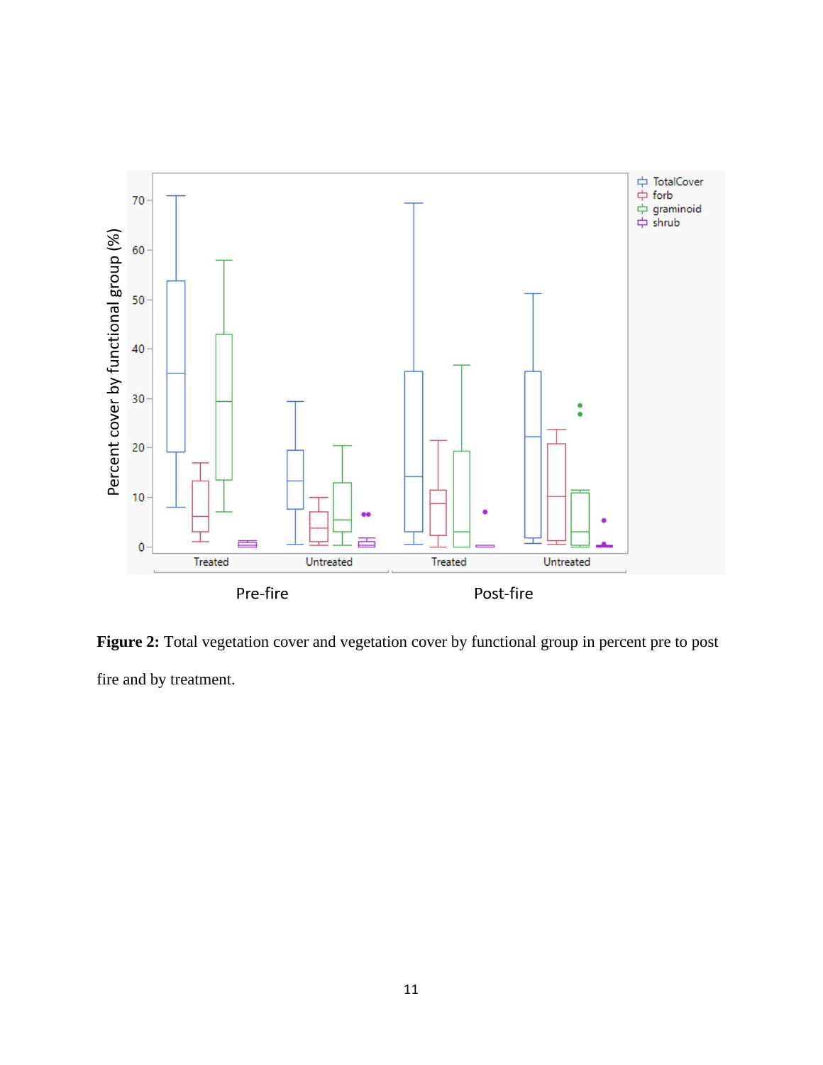**Figure 2:** Total vegetation cover and vegetation cover by functional group in percent pre to post fire and by treatment.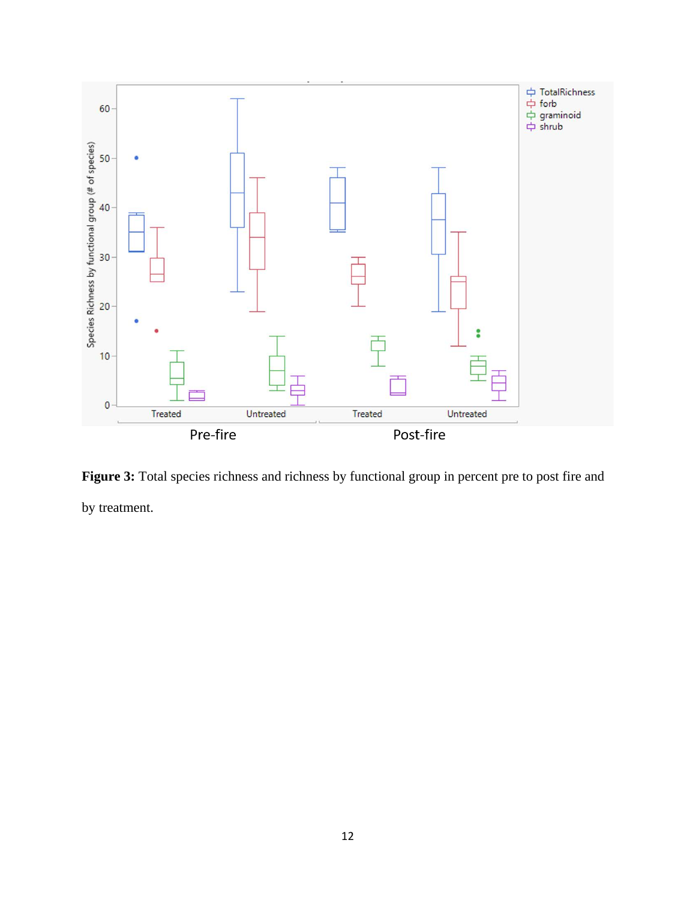**Figure 3:** Total species richness and richness by functional group in percent pre to post fire and by treatment.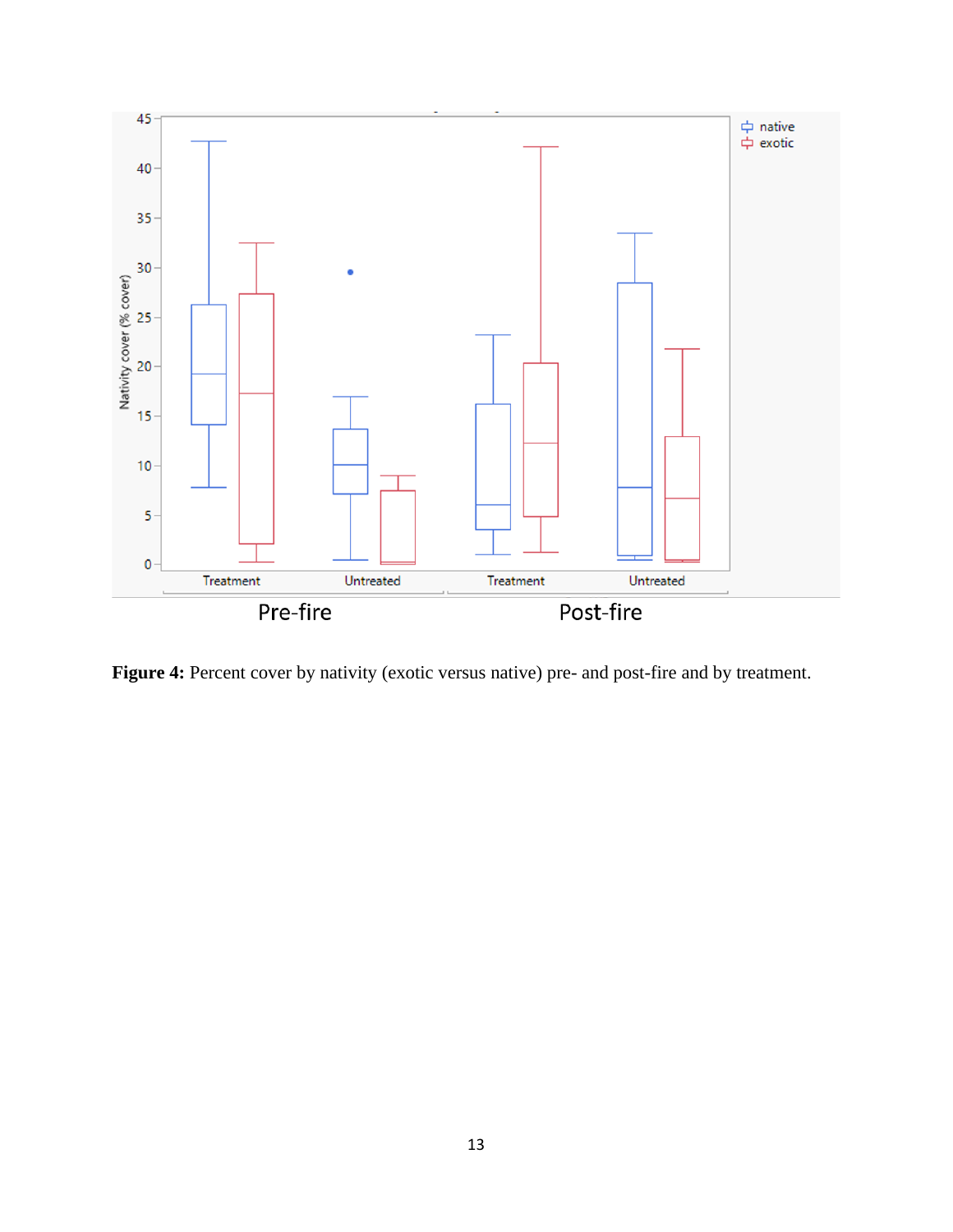**Figure 4:** Percent cover by nativity (exotic versus native) pre- and post-fire and by treatment.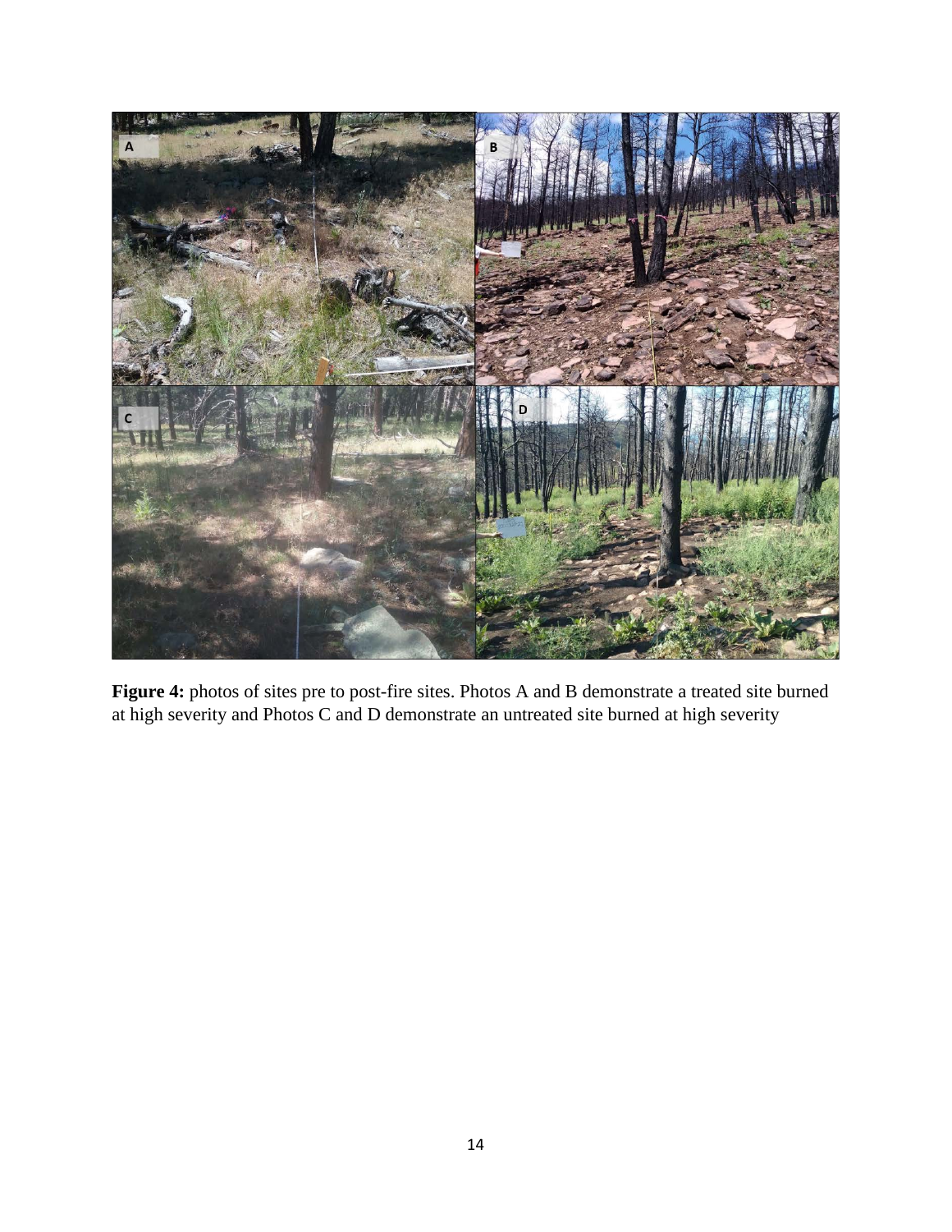**Figure 4:** photos of sites pre to post-fire sites. Photos A and B demonstrate a treated site burned at high severity and Photos C and D demonstrate an untreated site burned at high severity